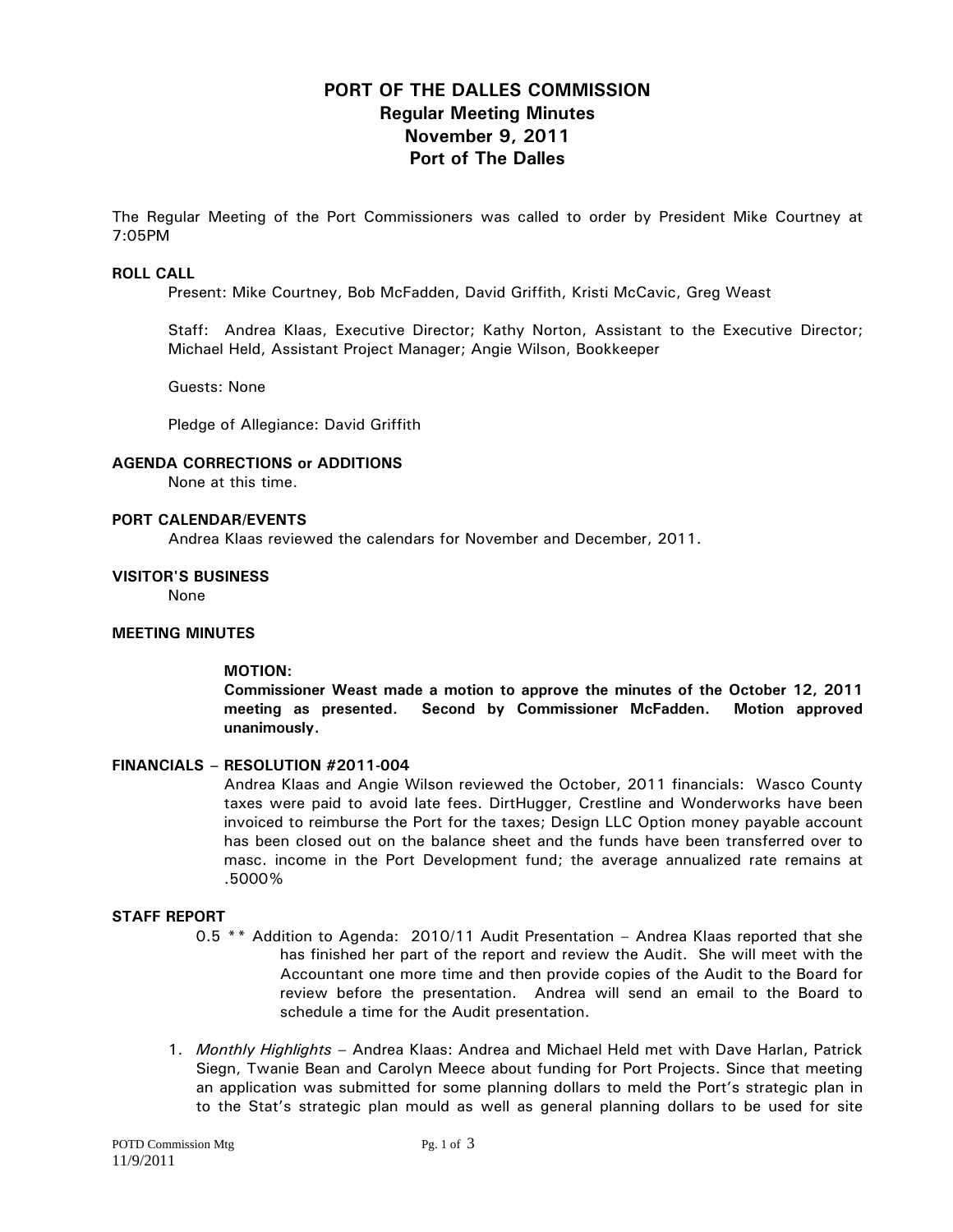# PORT OF THE DALLES COMMISSION
## Regular Meeting Minutes
## November 9, 2011
## Port of The Dalles

The Regular Meeting of the Port Commissioners was called to order by President Mike Courtney at 7:05PM

**ROLL CALL**

Present: Mike Courtney, Bob McFadden, David Griffith, Kristi McCavic, Greg Weast

Staff: Andrea Klaas, Executive Director; Kathy Norton, Assistant to the Executive Director; Michael Held, Assistant Project Manager; Angie Wilson, Bookkeeper

Guests: None

Pledge of Allegiance: David Griffith

**AGENDA CORRECTIONS or ADDITIONS**

None at this time.

**PORT CALENDAR/EVENTS**

Andrea Klaas reviewed the calendars for November and December, 2011.

**VISITOR'S BUSINESS**

None

**MEETING MINUTES**

**MOTION:**
**Commissioner Weast made a motion to approve the minutes of the October 12, 2011 meeting as presented. Second by Commissioner McFadden. Motion approved unanimously.**

**FINANCIALS – RESOLUTION #2011-004**

Andrea Klaas and Angie Wilson reviewed the October, 2011 financials: Wasco County taxes were paid to avoid late fees. DirtHugger, Crestline and Wonderworks have been invoiced to reimburse the Port for the taxes; Design LLC Option money payable account has been closed out on the balance sheet and the funds have been transferred over to masc. income in the Port Development fund; the average annualized rate remains at .5000%

**STAFF REPORT**

0.5 ** Addition to Agenda: 2010/11 Audit Presentation – Andrea Klaas reported that she has finished her part of the report and review the Audit. She will meet with the Accountant one more time and then provide copies of the Audit to the Board for review before the presentation. Andrea will send an email to the Board to schedule a time for the Audit presentation.

1. *Monthly Highlights* – Andrea Klaas: Andrea and Michael Held met with Dave Harlan, Patrick Siegn, Twanie Bean and Carolyn Meece about funding for Port Projects. Since that meeting an application was submitted for some planning dollars to meld the Port's strategic plan in to the Stat's strategic plan mould as well as general planning dollars to be used for site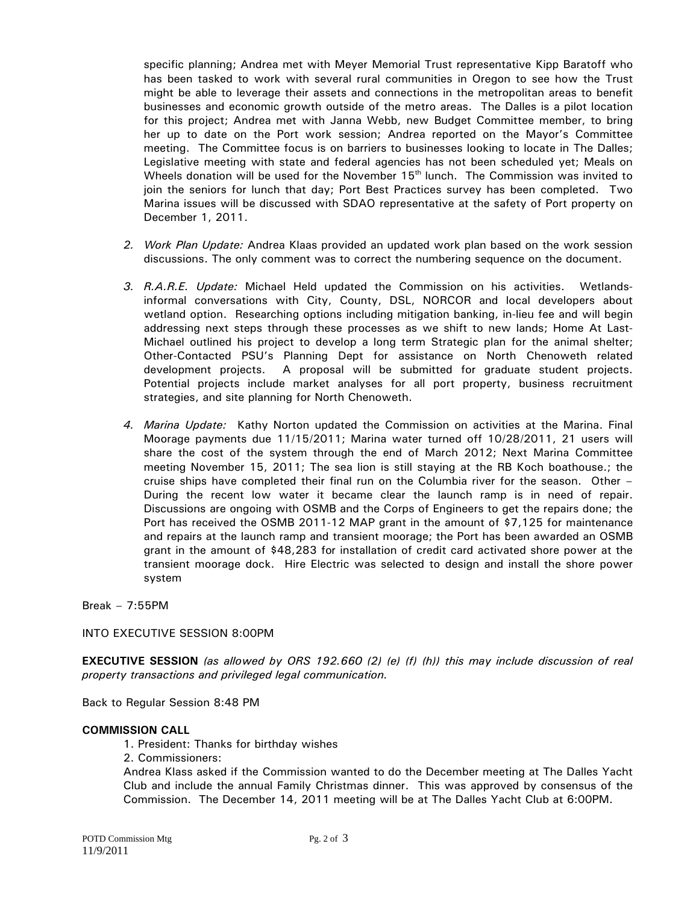specific planning; Andrea met with Meyer Memorial Trust representative Kipp Baratoff who has been tasked to work with several rural communities in Oregon to see how the Trust might be able to leverage their assets and connections in the metropolitan areas to benefit businesses and economic growth outside of the metro areas. The Dalles is a pilot location for this project; Andrea met with Janna Webb, new Budget Committee member, to bring her up to date on the Port work session; Andrea reported on the Mayor's Committee meeting. The Committee focus is on barriers to businesses looking to locate in The Dalles; Legislative meeting with state and federal agencies has not been scheduled yet; Meals on Wheels donation will be used for the November 15th lunch. The Commission was invited to join the seniors for lunch that day; Port Best Practices survey has been completed. Two Marina issues will be discussed with SDAO representative at the safety of Port property on December 1, 2011.

2. *Work Plan Update:* Andrea Klaas provided an updated work plan based on the work session discussions. The only comment was to correct the numbering sequence on the document.

3. *R.A.R.E. Update:* Michael Held updated the Commission on his activities. Wetlands-informal conversations with City, County, DSL, NORCOR and local developers about wetland option. Researching options including mitigation banking, in-lieu fee and will begin addressing next steps through these processes as we shift to new lands; Home At Last-Michael outlined his project to develop a long term Strategic plan for the animal shelter; Other-Contacted PSU's Planning Dept for assistance on North Chenoweth related development projects. A proposal will be submitted for graduate student projects. Potential projects include market analyses for all port property, business recruitment strategies, and site planning for North Chenoweth.

4. *Marina Update:* Kathy Norton updated the Commission on activities at the Marina. Final Moorage payments due 11/15/2011; Marina water turned off 10/28/2011, 21 users will share the cost of the system through the end of March 2012; Next Marina Committee meeting November 15, 2011; The sea lion is still staying at the RB Koch boathouse.; the cruise ships have completed their final run on the Columbia river for the season. Other – During the recent low water it became clear the launch ramp is in need of repair. Discussions are ongoing with OSMB and the Corps of Engineers to get the repairs done; the Port has received the OSMB 2011-12 MAP grant in the amount of $7,125 for maintenance and repairs at the launch ramp and transient moorage; the Port has been awarded an OSMB grant in the amount of $48,283 for installation of credit card activated shore power at the transient moorage dock. Hire Electric was selected to design and install the shore power system

Break – 7:55PM

INTO EXECUTIVE SESSION 8:00PM

**EXECUTIVE SESSION** *(as allowed by ORS 192.660 (2) (e) (f) (h)) this may include discussion of real property transactions and privileged legal communication.*

Back to Regular Session 8:48 PM

**COMMISSION CALL**

1. President: Thanks for birthday wishes
2. Commissioners:

Andrea Klass asked if the Commission wanted to do the December meeting at The Dalles Yacht Club and include the annual Family Christmas dinner. This was approved by consensus of the Commission. The December 14, 2011 meeting will be at The Dalles Yacht Club at 6:00PM.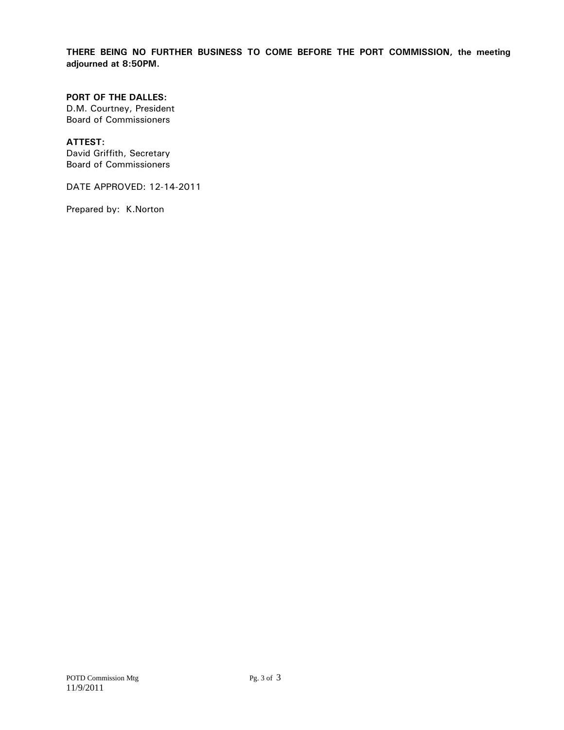**THERE BEING NO FURTHER BUSINESS TO COME BEFORE THE PORT COMMISSION, the meeting adjourned at 8:50PM.**

**PORT OF THE DALLES:**
D.M. Courtney, President
Board of Commissioners

**ATTEST:**
David Griffith, Secretary
Board of Commissioners

DATE APPROVED: 12-14-2011

Prepared by: K.Norton